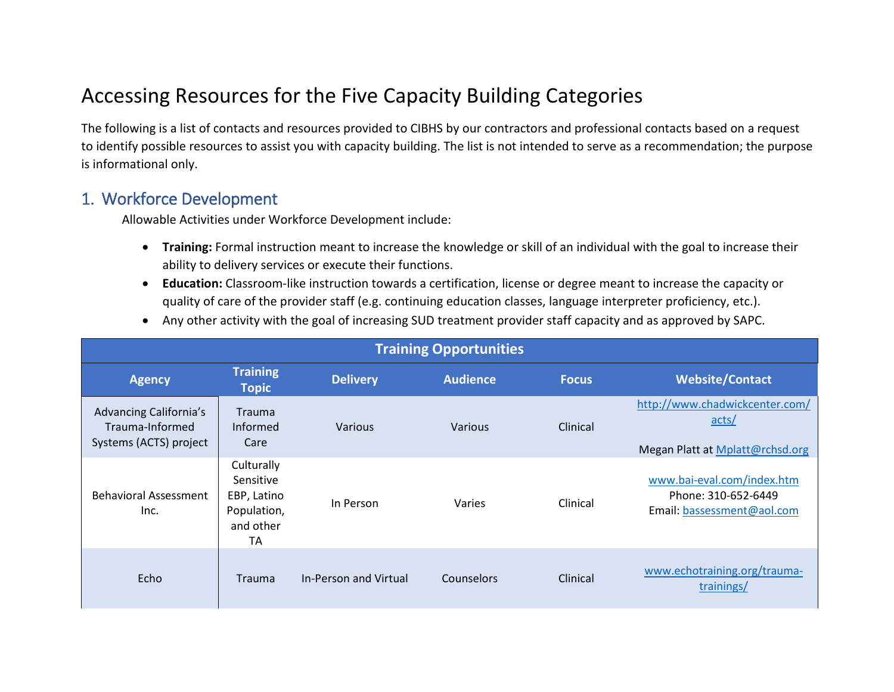# Accessing Resources for the Five Capacity Building Categories

The following is a list of contacts and resources provided to CIBHS by our contractors and professional contacts based on a request to identify possible resources to assist you with capacity building. The list is not intended to serve as a recommendation; the purpose is informational only.

## 1. Workforce Development

Allowable Activities under Workforce Development include:

- **Training:** Formal instruction meant to increase the knowledge or skill of an individual with the goal to increase their ability to delivery services or execute their functions.
- **Education:** Classroom-like instruction towards a certification, license or degree meant to increase the capacity or quality of care of the provider staff (e.g. continuing education classes, language interpreter proficiency, etc.).
- Any other activity with the goal of increasing SUD treatment provider staff capacity and as approved by SAPC.

| Training Opportunities | | | | | |
|---|---|---|---|---|---|
| **Agency** | **Training Topic** | **Delivery** | **Audience** | **Focus** | **Website/Contact** |
| Advancing California's Trauma-Informed Systems (ACTS) project | Trauma Informed Care | Various | Various | Clinical | http://www.chadwickcenter.com/acts/ <br> Megan Platt at Mplatt@rchsd.org |
| Behavioral Assessment Inc. | Culturally Sensitive EBP, Latino Population, and other TA | In Person | Varies | Clinical | www.bai-eval.com/index.htm <br> Phone: 310-652-6449 <br> Email: bassessment@aol.com |
| Echo | Trauma | In-Person and Virtual | Counselors | Clinical | www.echotraining.org/trauma-trainings/ |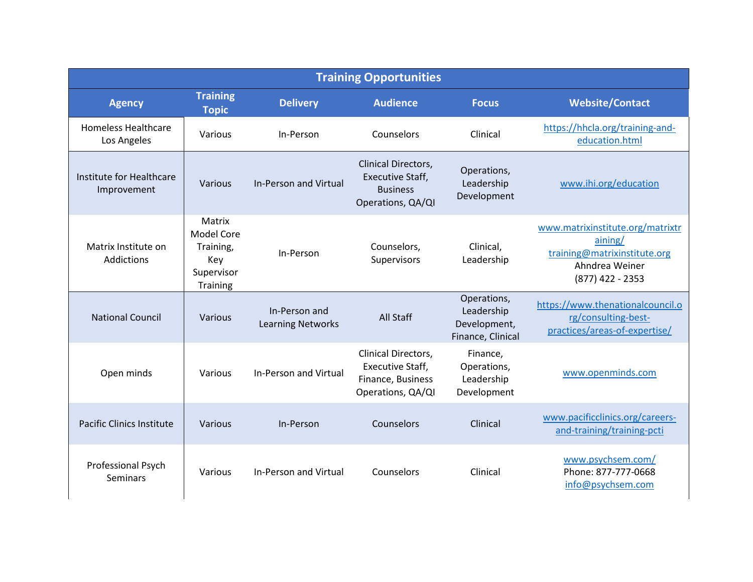| Training Opportunities | | | | | |
|---|---|---|---|---|---|
| **Agency** | **Training Topic** | **Delivery** | **Audience** | **Focus** | **Website/Contact** |
| Homeless Healthcare Los Angeles | Various | In-Person | Counselors | Clinical | https://hhcla.org/training-and-education.html |
| Institute for Healthcare Improvement | Various | In-Person and Virtual | Clinical Directors, Executive Staff, Business Operations, QA/QI | Operations, Leadership Development | www.ihi.org/education |
| Matrix Institute on Addictions | Matrix Model Core Training, Key Supervisor Training | In-Person | Counselors, Supervisors | Clinical, Leadership | www.matrixinstitute.org/matrixtraining/ training@matrixinstitute.org Ahndrea Weiner (877) 422 - 2353 |
| National Council | Various | In-Person and Learning Networks | All Staff | Operations, Leadership Development, Finance, Clinical | https://www.thenationalcouncil.org/consulting-best-practices/areas-of-expertise/ |
| Open minds | Various | In-Person and Virtual | Clinical Directors, Executive Staff, Finance, Business Operations, QA/QI | Finance, Operations, Leadership Development | www.openminds.com |
| Pacific Clinics Institute | Various | In-Person | Counselors | Clinical | www.pacificclinics.org/careers-and-training/training-pcti |
| Professional Psych Seminars | Various | In-Person and Virtual | Counselors | Clinical | www.psychsem.com/ Phone: 877-777-0668 info@psychsem.com |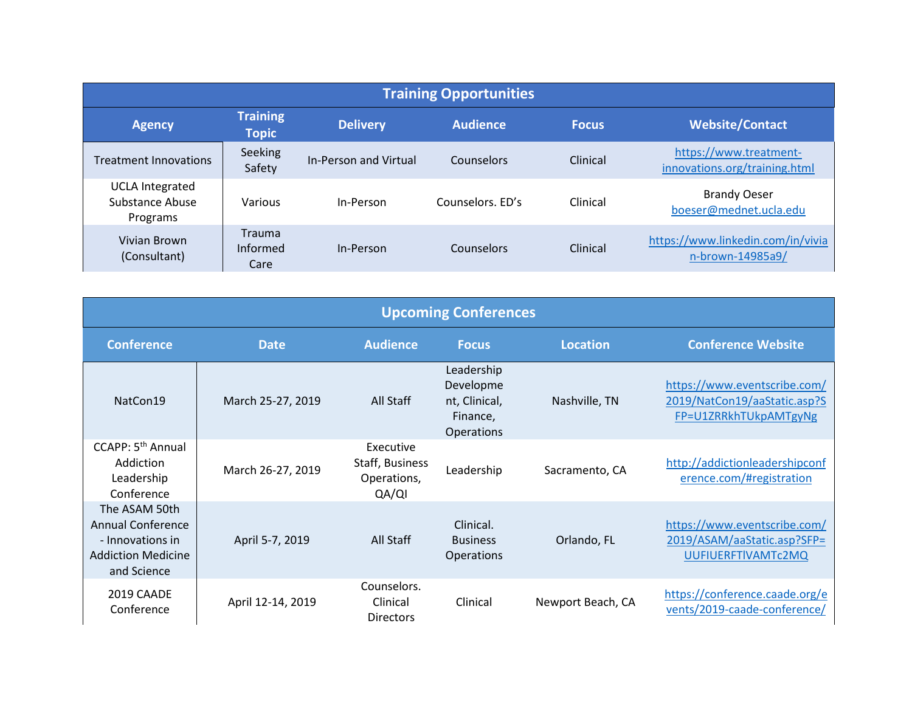| Training Opportunities | | | | | |
|---|---|---|---|---|---|
| **Agency** | **Training Topic** | **Delivery** | **Audience** | **Focus** | **Website/Contact** |
| Treatment Innovations | Seeking Safety | In-Person and Virtual | Counselors | Clinical | https://www.treatment-innovations.org/training.html |
| UCLA Integrated Substance Abuse Programs | Various | In-Person | Counselors. ED's | Clinical | Brandy Oeser boeser@mednet.ucla.edu |
| Vivian Brown (Consultant) | Trauma Informed Care | In-Person | Counselors | Clinical | https://www.linkedin.com/in/vivian-brown-14985a9/ |

| Upcoming Conferences | | | | | |
|---|---|---|---|---|---|
| **Conference** | **Date** | **Audience** | **Focus** | **Location** | **Conference Website** |
| NatCon19 | March 25-27, 2019 | All Staff | Leadership Development, Clinical, Finance, Operations | Nashville, TN | https://www.eventscribe.com/2019/NatCon19/aaStatic.asp?SFP=U1ZRRkhTUkpAMTgyNg |
| CCAPP: 5th Annual Addiction Leadership Conference | March 26-27, 2019 | Executive Staff, Business Operations, QA/QI | Leadership | Sacramento, CA | http://addictionleadershipconference.com/#registration |
| The ASAM 50th Annual Conference - Innovations in Addiction Medicine and Science | April 5-7, 2019 | All Staff | Clinical. Business Operations | Orlando, FL | https://www.eventscribe.com/2019/ASAM/aaStatic.asp?SFP=UUFIUERFTlVAMTc2MQ |
| 2019 CAADE Conference | April 12-14, 2019 | Counselors. Clinical Directors | Clinical | Newport Beach, CA | https://conference.caade.org/events/2019-caade-conference/ |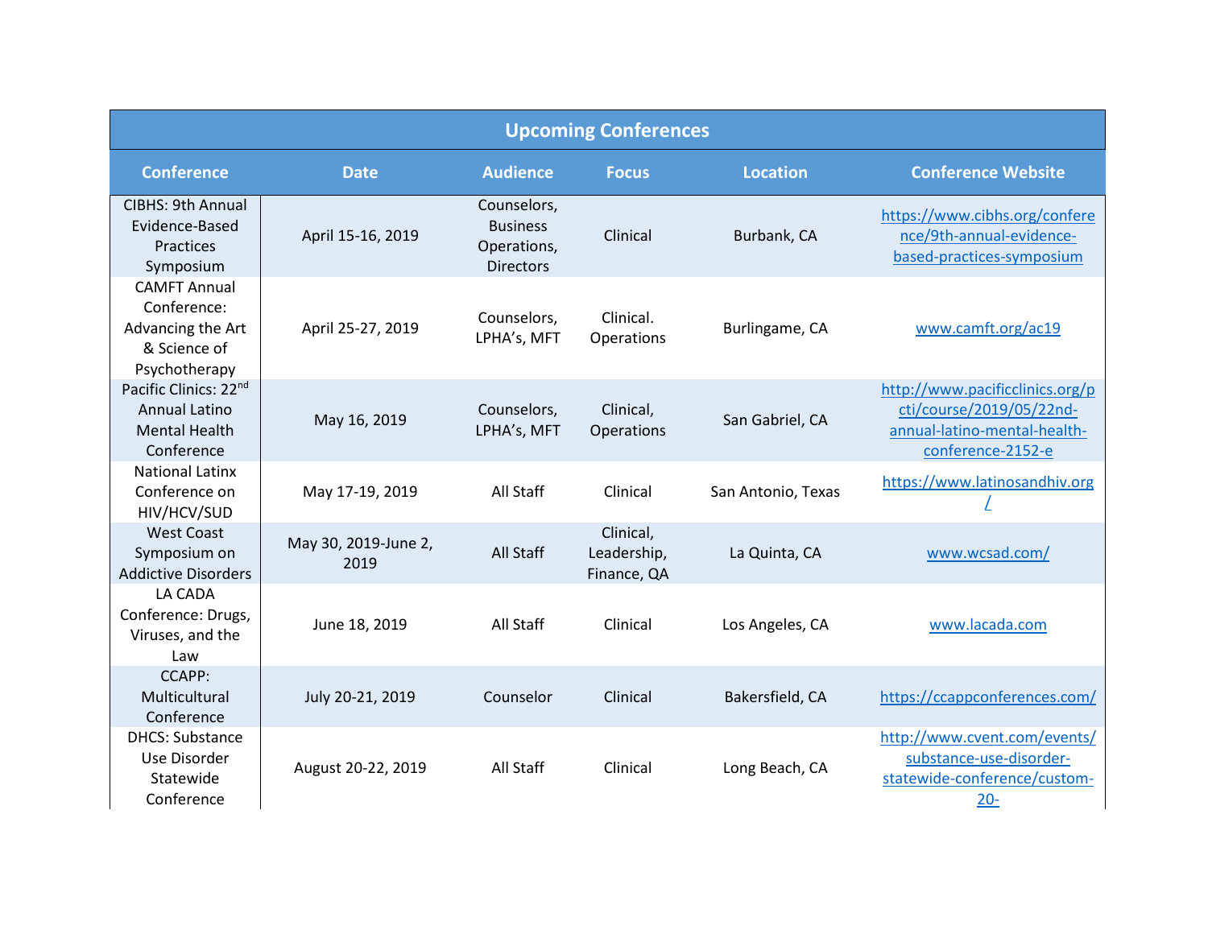| Upcoming Conferences | | | | | |
|---|---|---|---|---|---|
| **Conference** | **Date** | **Audience** | **Focus** | **Location** | **Conference Website** |
| CIBHS: 9th Annual Evidence-Based Practices Symposium | April 15-16, 2019 | Counselors, Business Operations, Directors | Clinical | Burbank, CA | https://www.cibhs.org/conference/9th-annual-evidence-based-practices-symposium |
| CAMFT Annual Conference: Advancing the Art & Science of Psychotherapy | April 25-27, 2019 | Counselors, LPHA's, MFT | Clinical. Operations | Burlingame, CA | www.camft.org/ac19 |
| Pacific Clinics: 22nd Annual Latino Mental Health Conference | May 16, 2019 | Counselors, LPHA's, MFT | Clinical, Operations | San Gabriel, CA | http://www.pacificclinics.org/pcti/course/2019/05/22nd-annual-latino-mental-health-conference-2152-e |
| National Latinx Conference on HIV/HCV/SUD | May 17-19, 2019 | All Staff | Clinical | San Antonio, Texas | https://www.latinosandhiv.org/ |
| West Coast Symposium on Addictive Disorders | May 30, 2019-June 2, 2019 | All Staff | Clinical, Leadership, Finance, QA | La Quinta, CA | www.wcsad.com/ |
| LA CADA Conference: Drugs, Viruses, and the Law | June 18, 2019 | All Staff | Clinical | Los Angeles, CA | www.lacada.com |
| CCAPP: Multicultural Conference | July 20-21, 2019 | Counselor | Clinical | Bakersfield, CA | https://ccappconferences.com/ |
| DHCS: Substance Use Disorder Statewide Conference | August 20-22, 2019 | All Staff | Clinical | Long Beach, CA | http://www.cvent.com/events/substance-use-disorder-statewide-conference/custom-20- |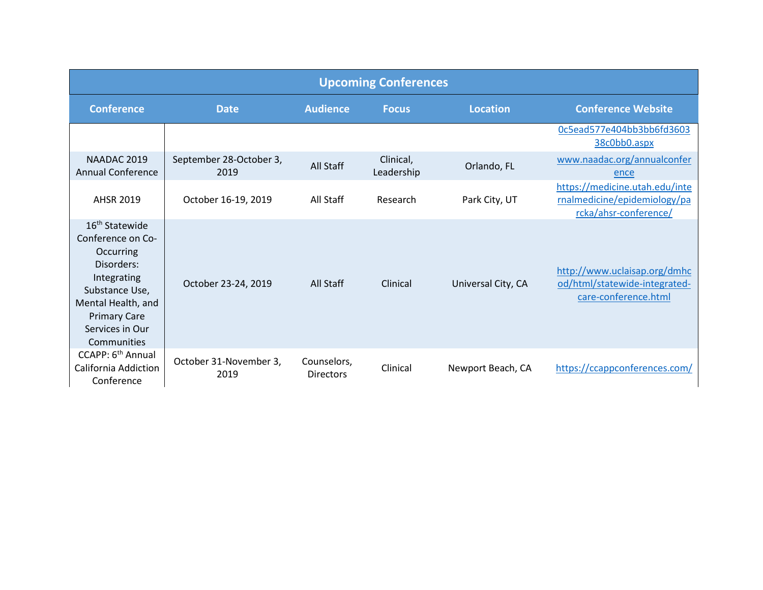| Upcoming Conferences | | | | | |
|---|---|---|---|---|---|
| Conference | Date | Audience | Focus | Location | Conference Website |
| | | | | | 0c5ead577e404bb3bb6fd360338c0bb0.aspx |
| NAADAC 2019 Annual Conference | September 28-October 3, 2019 | All Staff | Clinical, Leadership | Orlando, FL | www.naadac.org/annualconference |
| AHSR 2019 | October 16-19, 2019 | All Staff | Research | Park City, UT | https://medicine.utah.edu/internalmedicine/epidemiology/parcka/ahsr-conference/ |
| 16th Statewide Conference on Co-Occurring Disorders: Integrating Substance Use, Mental Health, and Primary Care Services in Our Communities | October 23-24, 2019 | All Staff | Clinical | Universal City, CA | http://www.uclaisap.org/dmhcod/html/statewide-integrated-care-conference.html |
| CCAPP: 6th Annual California Addiction Conference | October 31-November 3, 2019 | Counselors, Directors | Clinical | Newport Beach, CA | https://ccappconferences.com/ |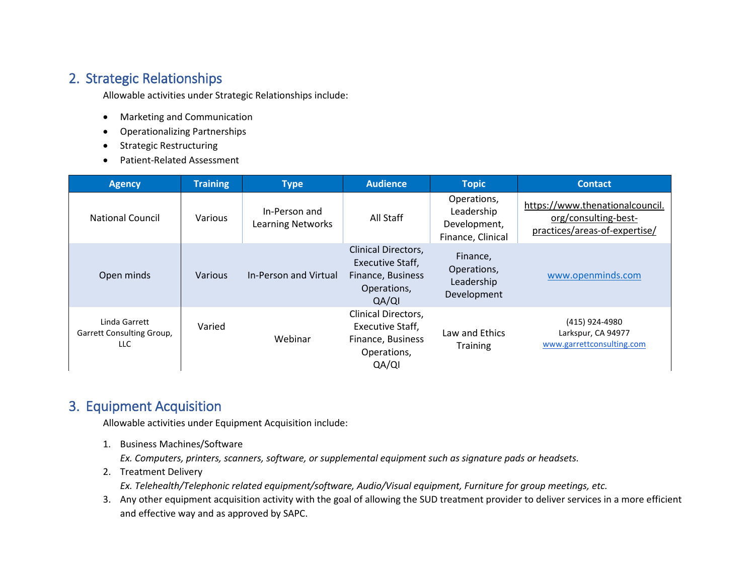## 2. Strategic Relationships

Allowable activities under Strategic Relationships include:

- Marketing and Communication
- Operationalizing Partnerships
- Strategic Restructuring
- Patient-Related Assessment

| Agency | Training | Type | Audience | Topic | Contact |
|---|---|---|---|---|---|
| National Council | Various | In-Person and Learning Networks | All Staff | Operations, Leadership Development, Finance, Clinical | https://www.thenationalcouncil.org/consulting-best-practices/areas-of-expertise/ |
| Open minds | Various | In-Person and Virtual | Clinical Directors, Executive Staff, Finance, Business Operations, QA/QI | Finance, Operations, Leadership Development | www.openminds.com |
| Linda Garrett Garrett Consulting Group, LLC | Varied | Webinar | Clinical Directors, Executive Staff, Finance, Business Operations, QA/QI | Law and Ethics Training | (415) 924-4980 Larkspur, CA 94977 www.garrettconsulting.com |

## 3. Equipment Acquisition

Allowable activities under Equipment Acquisition include:

1. Business Machines/Software
   *Ex. Computers, printers, scanners, software, or supplemental equipment such as signature pads or headsets.*
2. Treatment Delivery
   *Ex. Telehealth/Telephonic related equipment/software, Audio/Visual equipment, Furniture for group meetings, etc.*
3. Any other equipment acquisition activity with the goal of allowing the SUD treatment provider to deliver services in a more efficient and effective way and as approved by SAPC.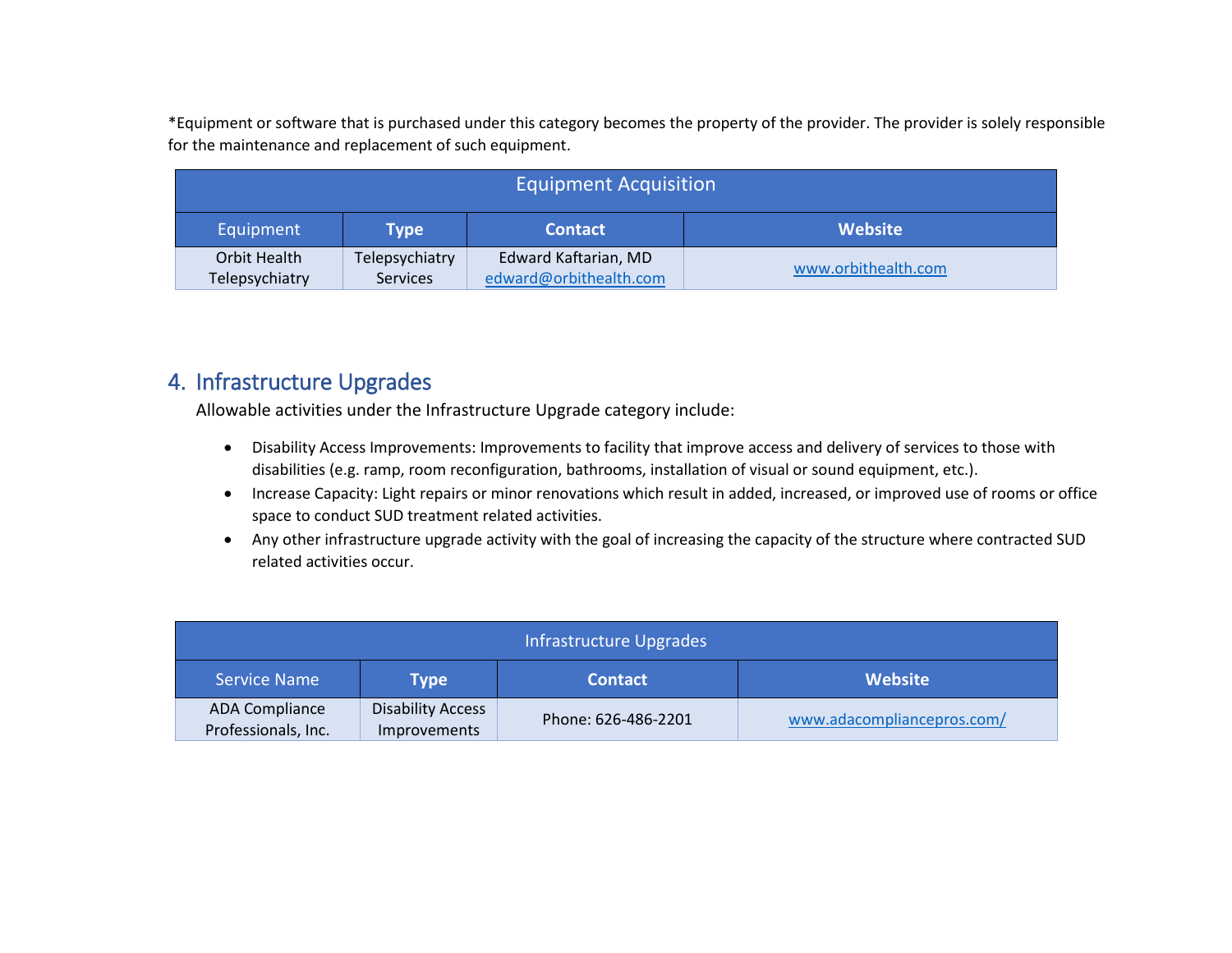*Equipment or software that is purchased under this category becomes the property of the provider. The provider is solely responsible for the maintenance and replacement of such equipment.

| Equipment Acquisition | | | |
|---|---|---|---|
| **Equipment** | **Type** | **Contact** | **Website** |
| Orbit Health Telepsychiatry | Telepsychiatry Services | Edward Kaftarian, MD edward@orbithealth.com | www.orbithealth.com |

## 4. Infrastructure Upgrades

Allowable activities under the Infrastructure Upgrade category include:

- Disability Access Improvements: Improvements to facility that improve access and delivery of services to those with disabilities (e.g. ramp, room reconfiguration, bathrooms, installation of visual or sound equipment, etc.).
- Increase Capacity: Light repairs or minor renovations which result in added, increased, or improved use of rooms or office space to conduct SUD treatment related activities.
- Any other infrastructure upgrade activity with the goal of increasing the capacity of the structure where contracted SUD related activities occur.

| Infrastructure Upgrades | | | |
|---|---|---|---|
| **Service Name** | **Type** | **Contact** | **Website** |
| ADA Compliance Professionals, Inc. | Disability Access Improvements | Phone: 626-486-2201 | www.adacompliancepros.com/ |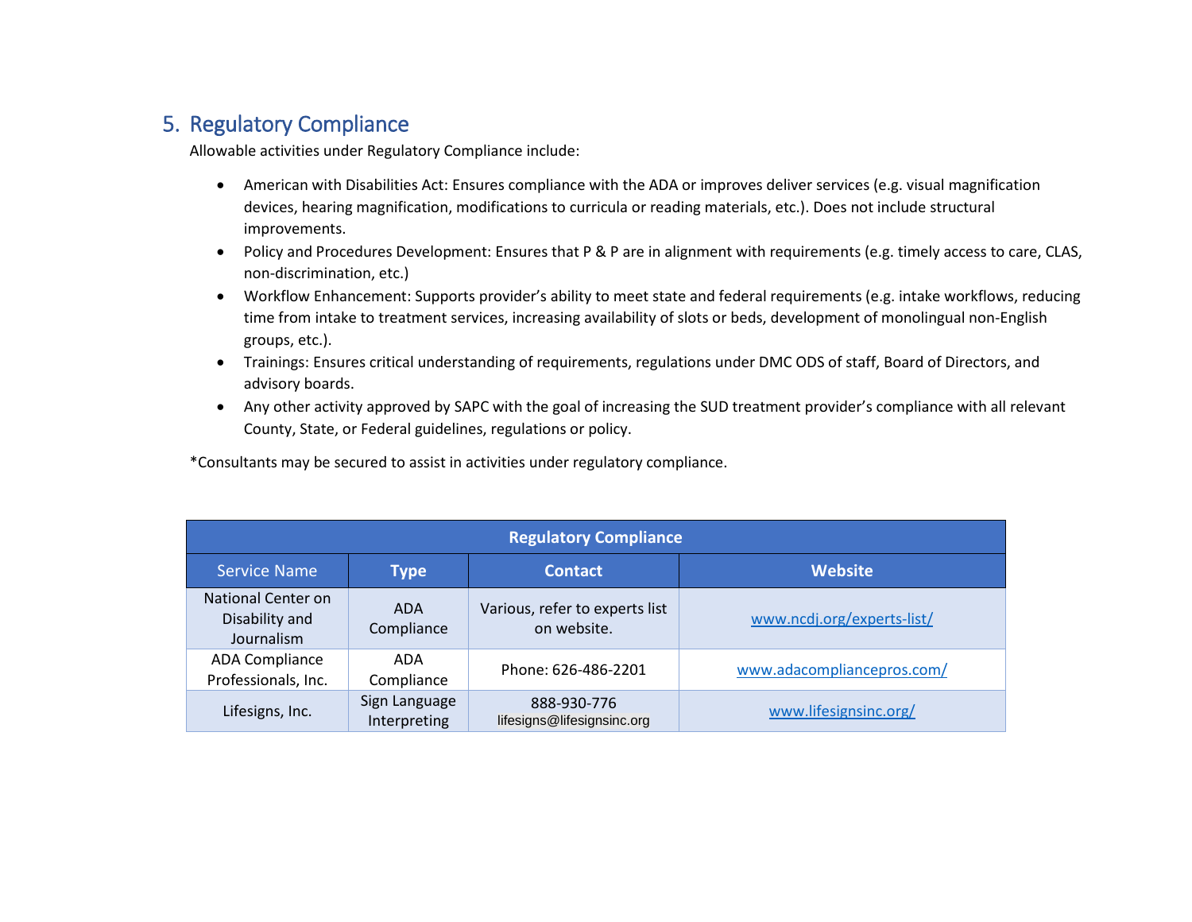## 5. Regulatory Compliance

Allowable activities under Regulatory Compliance include:

- American with Disabilities Act: Ensures compliance with the ADA or improves deliver services (e.g. visual magnification devices, hearing magnification, modifications to curricula or reading materials, etc.). Does not include structural improvements.
- Policy and Procedures Development: Ensures that P & P are in alignment with requirements (e.g. timely access to care, CLAS, non-discrimination, etc.)
- Workflow Enhancement: Supports provider's ability to meet state and federal requirements (e.g. intake workflows, reducing time from intake to treatment services, increasing availability of slots or beds, development of monolingual non-English groups, etc.).
- Trainings: Ensures critical understanding of requirements, regulations under DMC ODS of staff, Board of Directors, and advisory boards.
- Any other activity approved by SAPC with the goal of increasing the SUD treatment provider's compliance with all relevant County, State, or Federal guidelines, regulations or policy.

*Consultants may be secured to assist in activities under regulatory compliance.

| Regulatory Compliance | | | |
|---|---|---|---|
| Service Name | Type | Contact | Website |
| National Center on Disability and Journalism | ADA Compliance | Various, refer to experts list on website. | www.ncdj.org/experts-list/ |
| ADA Compliance Professionals, Inc. | ADA Compliance | Phone: 626-486-2201 | www.adacompliancepros.com/ |
| Lifesigns, Inc. | Sign Language Interpreting | 888-930-776 lifesigns@lifesignsinc.org | www.lifesignsinc.org/ |